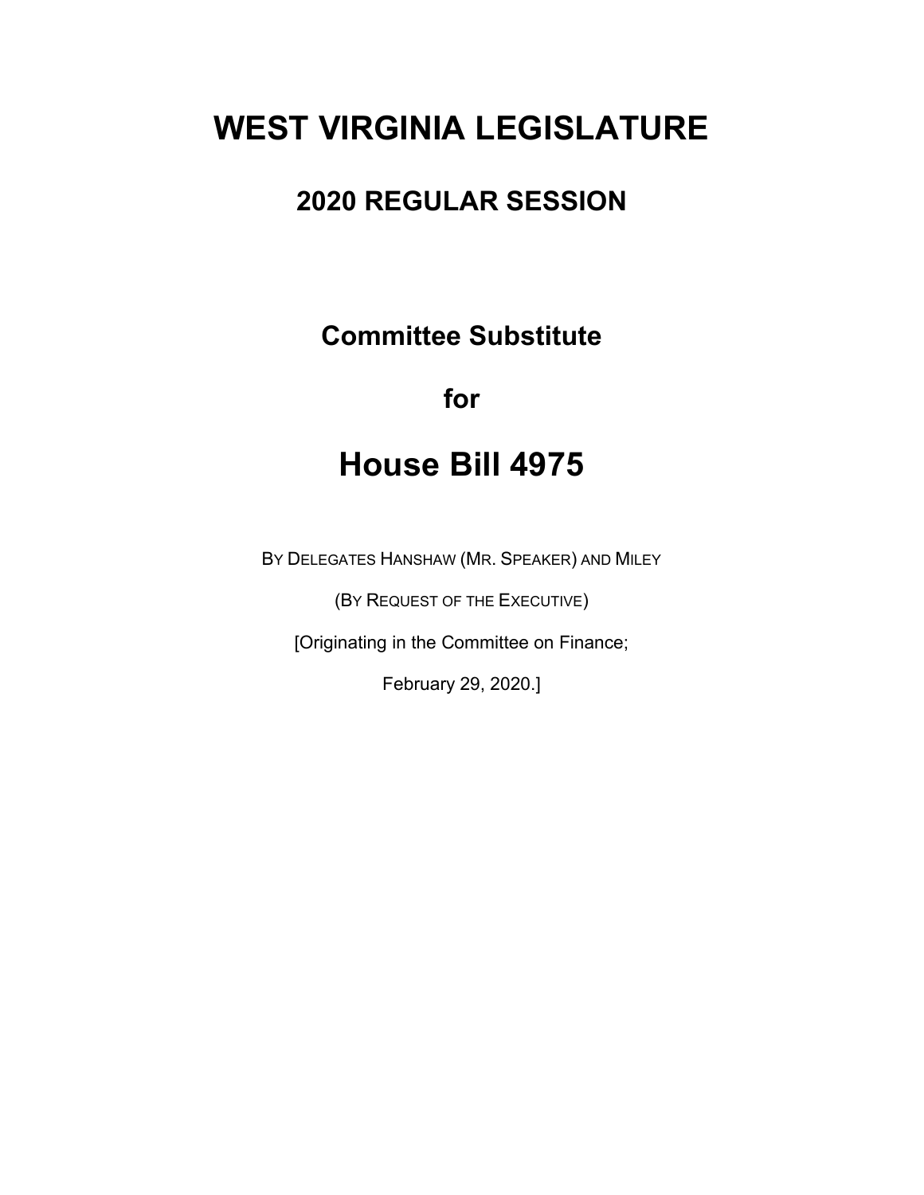# WEST VIRGINIA LEGISLATURE

## 2020 REGULAR SESSION

**Committee Substitute**

**for**

# House Bill 4975

BY DELEGATES HANSHAW (MR. SPEAKER) AND MILEY

(BY REQUEST OF THE EXECUTIVE)

[Originating in the Committee on Finance;

February 29, 2020.]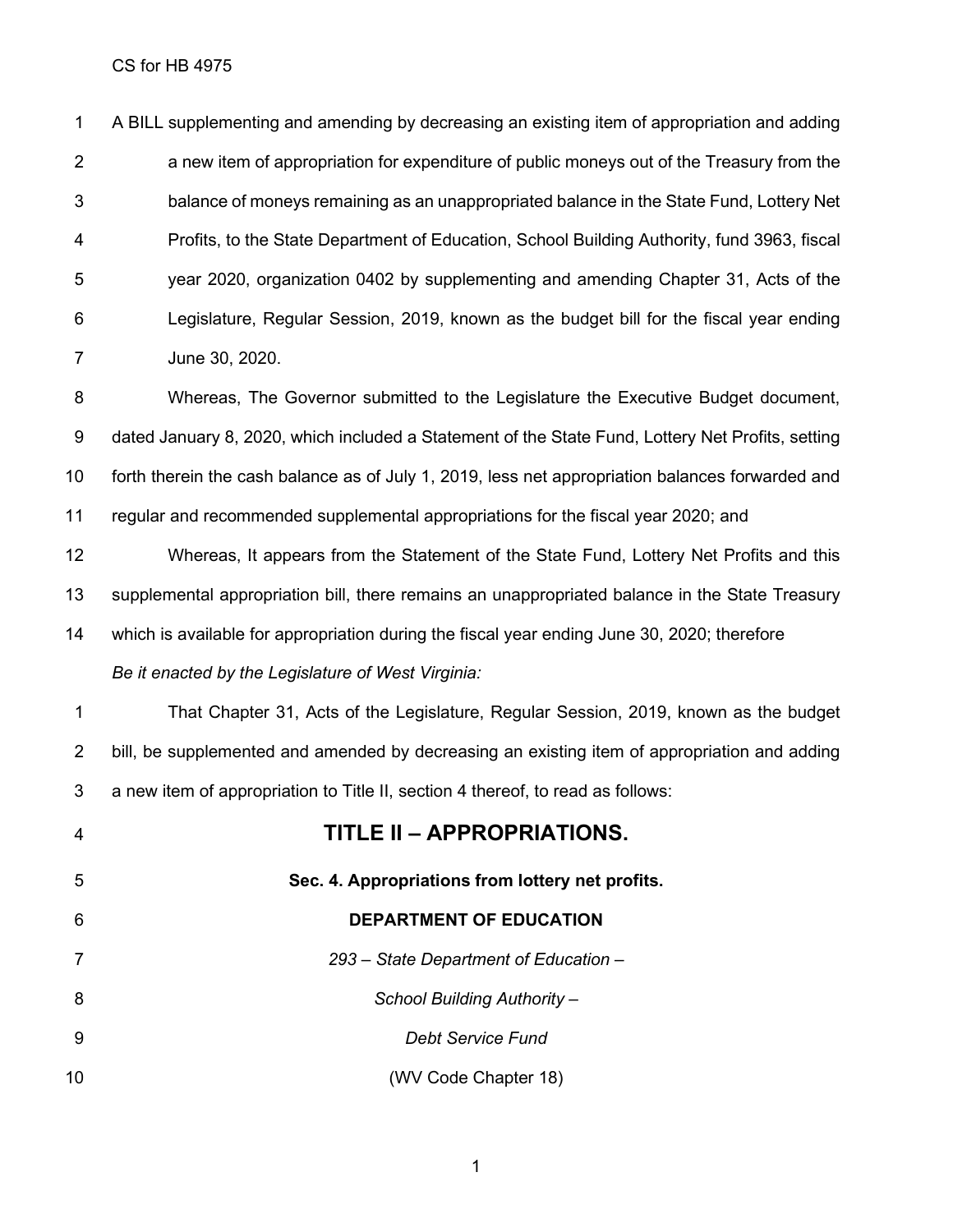A BILL supplementing and amending by decreasing an existing item of appropriation and adding a new item of appropriation for expenditure of public moneys out of the Treasury from the balance of moneys remaining as an unappropriated balance in the State Fund, Lottery Net Profits, to the State Department of Education, School Building Authority, fund 3963, fiscal year 2020, organization 0402 by supplementing and amending Chapter 31, Acts of the Legislature, Regular Session, 2019, known as the budget bill for the fiscal year ending June 30, 2020.

Whereas, The Governor submitted to the Legislature the Executive Budget document, dated January 8, 2020, which included a Statement of the State Fund, Lottery Net Profits, setting forth therein the cash balance as of July 1, 2019, less net appropriation balances forwarded and regular and recommended supplemental appropriations for the fiscal year 2020; and

Whereas, It appears from the Statement of the State Fund, Lottery Net Profits and this supplemental appropriation bill, there remains an unappropriated balance in the State Treasury which is available for appropriation during the fiscal year ending June 30, 2020; therefore

*Be it enacted by the Legislature of West Virginia:*

That Chapter 31, Acts of the Legislature, Regular Session, 2019, known as the budget bill, be supplemented and amended by decreasing an existing item of appropriation and adding a new item of appropriation to Title II, section 4 thereof, to read as follows:

# TITLE II – APPROPRIATIONS.

**Sec. 4. Appropriations from lottery net profits.**

**DEPARTMENT OF EDUCATION**

*293 – State Department of Education –*

*School Building Authority –*

*Debt Service Fund*

(WV Code Chapter 18)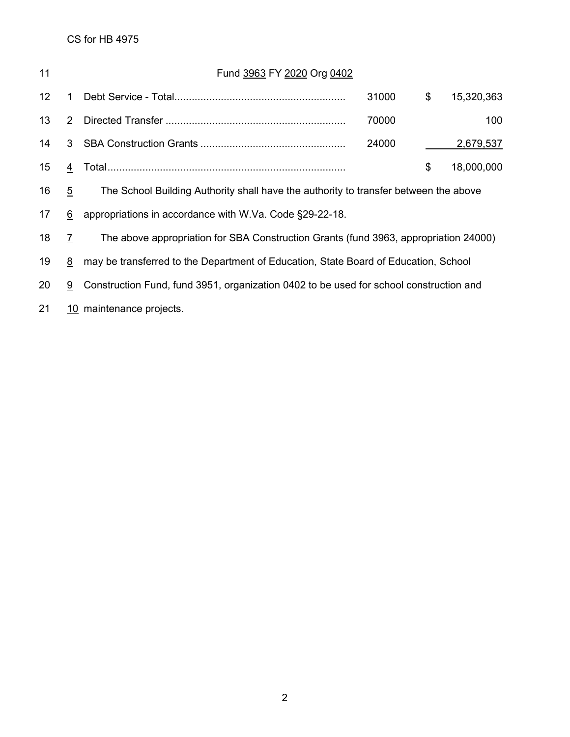Fund 3963 FY 2020 Org 0402

| | | | | |
|---|---|---|---|---|
| 1 | Debt Service - Total | 31000 | $ | 15,320,363 |
| 2 | Directed Transfer | 70000 | | 100 |
| 3 | SBA Construction Grants | 24000 | | 2,679,537 |
| 4 | Total | | $ | 18,000,000 |

The School Building Authority shall have the authority to transfer between the above appropriations in accordance with W.Va. Code §29-22-18.

The above appropriation for SBA Construction Grants (fund 3963, appropriation 24000) may be transferred to the Department of Education, State Board of Education, School Construction Fund, fund 3951, organization 0402 to be used for school construction and maintenance projects.